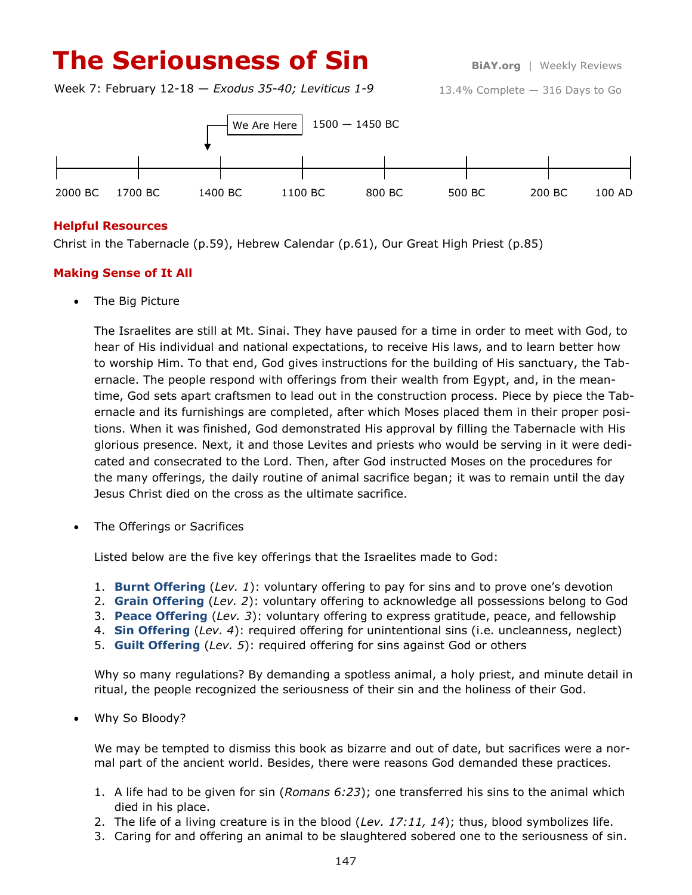# The Seriousness of Sin

**BiAY.org** | Weekly Reviews

Week 7: February 12-18 — *Exodus 35-40; Leviticus 1-9*

13.4% Complete — 316 Days to Go

We Are Here — 1500 — 1450 BC

2000 BC | 1700 BC | 1400 BC | 1100 BC | 800 BC | 500 BC | 200 BC | 100 AD

### Helpful Resources

Christ in the Tabernacle (p.59), Hebrew Calendar (p.61), Our Great High Priest (p.85)

### Making Sense of It All

- The Big Picture

  The Israelites are still at Mt. Sinai. They have paused for a time in order to meet with God, to hear of His individual and national expectations, to receive His laws, and to learn better how to worship Him. To that end, God gives instructions for the building of His sanctuary, the Tabernacle. The people respond with offerings from their wealth from Egypt, and, in the meantime, God sets apart craftsmen to lead out in the construction process. Piece by piece the Tabernacle and its furnishings are completed, after which Moses placed them in their proper positions. When it was finished, God demonstrated His approval by filling the Tabernacle with His glorious presence. Next, it and those Levites and priests who would be serving in it were dedicated and consecrated to the Lord. Then, after God instructed Moses on the procedures for the many offerings, the daily routine of animal sacrifice began; it was to remain until the day Jesus Christ died on the cross as the ultimate sacrifice.

- The Offerings or Sacrifices

  Listed below are the five key offerings that the Israelites made to God:

  1. **Burnt Offering** (*Lev. 1*): voluntary offering to pay for sins and to prove one's devotion
  2. **Grain Offering** (*Lev. 2*): voluntary offering to acknowledge all possessions belong to God
  3. **Peace Offering** (*Lev. 3*): voluntary offering to express gratitude, peace, and fellowship
  4. **Sin Offering** (*Lev. 4*): required offering for unintentional sins (i.e. uncleanness, neglect)
  5. **Guilt Offering** (*Lev. 5*): required offering for sins against God or others

  Why so many regulations? By demanding a spotless animal, a holy priest, and minute detail in ritual, the people recognized the seriousness of their sin and the holiness of their God.

- Why So Bloody?

  We may be tempted to dismiss this book as bizarre and out of date, but sacrifices were a normal part of the ancient world. Besides, there were reasons God demanded these practices.

  1. A life had to be given for sin (*Romans 6:23*); one transferred his sins to the animal which died in his place.
  2. The life of a living creature is in the blood (*Lev. 17:11, 14*); thus, blood symbolizes life.
  3. Caring for and offering an animal to be slaughtered sobered one to the seriousness of sin.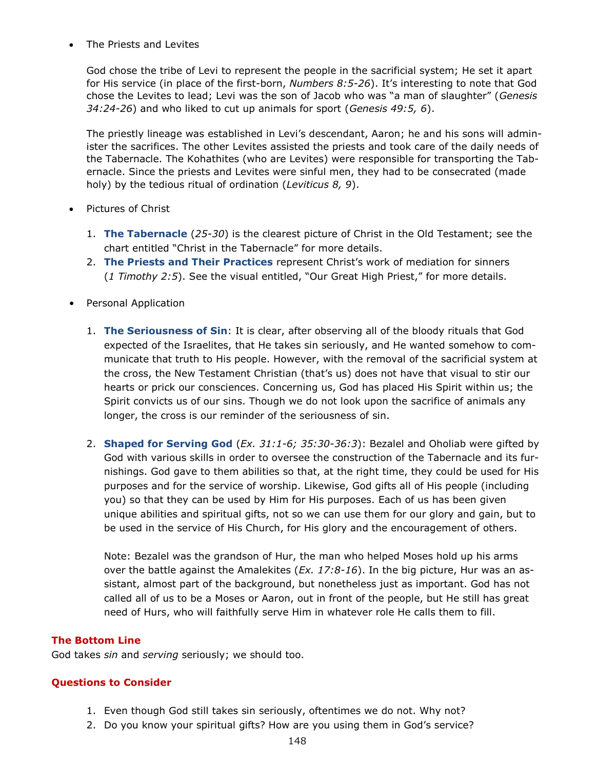- The Priests and Levites

  God chose the tribe of Levi to represent the people in the sacrificial system; He set it apart for His service (in place of the first-born, *Numbers 8:5-26*). It's interesting to note that God chose the Levites to lead; Levi was the son of Jacob who was "a man of slaughter" (*Genesis 34:24-26*) and who liked to cut up animals for sport (*Genesis 49:5, 6*).

  The priestly lineage was established in Levi's descendant, Aaron; he and his sons will administer the sacrifices. The other Levites assisted the priests and took care of the daily needs of the Tabernacle. The Kohathites (who are Levites) were responsible for transporting the Tabernacle. Since the priests and Levites were sinful men, they had to be consecrated (made holy) by the tedious ritual of ordination (*Leviticus 8, 9*).

- Pictures of Christ

  1. **The Tabernacle** (*25-30*) is the clearest picture of Christ in the Old Testament; see the chart entitled "Christ in the Tabernacle" for more details.
  2. **The Priests and Their Practices** represent Christ's work of mediation for sinners (*1 Timothy 2:5*). See the visual entitled, "Our Great High Priest," for more details.

- Personal Application

  1. **The Seriousness of Sin**: It is clear, after observing all of the bloody rituals that God expected of the Israelites, that He takes sin seriously, and He wanted somehow to communicate that truth to His people. However, with the removal of the sacrificial system at the cross, the New Testament Christian (that's us) does not have that visual to stir our hearts or prick our consciences. Concerning us, God has placed His Spirit within us; the Spirit convicts us of our sins. Though we do not look upon the sacrifice of animals any longer, the cross is our reminder of the seriousness of sin.

  2. **Shaped for Serving God** (*Ex. 31:1-6; 35:30-36:3*): Bezalel and Oholiab were gifted by God with various skills in order to oversee the construction of the Tabernacle and its furnishings. God gave to them abilities so that, at the right time, they could be used for His purposes and for the service of worship. Likewise, God gifts all of His people (including you) so that they can be used by Him for His purposes. Each of us has been given unique abilities and spiritual gifts, not so we can use them for our glory and gain, but to be used in the service of His Church, for His glory and the encouragement of others.

     Note: Bezalel was the grandson of Hur, the man who helped Moses hold up his arms over the battle against the Amalekites (*Ex. 17:8-16*). In the big picture, Hur was an assistant, almost part of the background, but nonetheless just as important. God has not called all of us to be a Moses or Aaron, out in front of the people, but He still has great need of Hurs, who will faithfully serve Him in whatever role He calls them to fill.

### The Bottom Line

God takes *sin* and *serving* seriously; we should too.

### Questions to Consider

1. Even though God still takes sin seriously, oftentimes we do not. Why not?
2. Do you know your spiritual gifts? How are you using them in God's service?